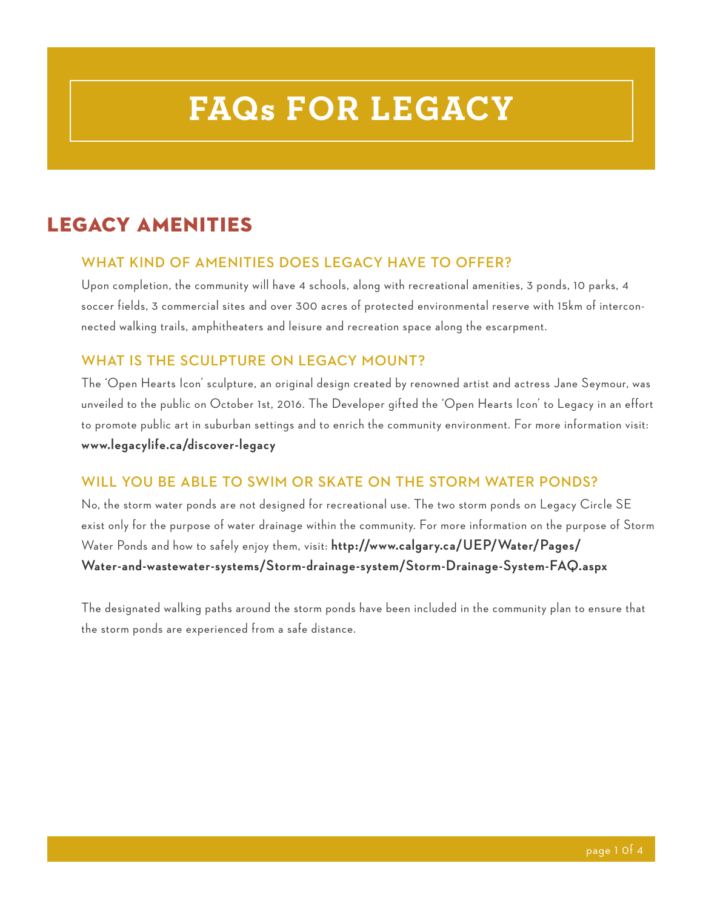# FAQs FOR LEGACY

## LEGACY AMENITIES

### WHAT KIND OF AMENITIES DOES LEGACY HAVE TO OFFER?

Upon completion, the community will have 4 schools, along with recreational amenities, 3 ponds, 10 parks, 4 soccer fields, 3 commercial sites and over 300 acres of protected environmental reserve with 15km of interconnected walking trails, amphitheaters and leisure and recreation space along the escarpment.

### WHAT IS THE SCULPTURE ON LEGACY MOUNT?

The 'Open Hearts Icon' sculpture, an original design created by renowned artist and actress Jane Seymour, was unveiled to the public on October 1st, 2016. The Developer gifted the 'Open Hearts Icon' to Legacy in an effort to promote public art in suburban settings and to enrich the community environment. For more information visit: **www.legacylife.ca/discover-legacy**

### WILL YOU BE ABLE TO SWIM OR SKATE ON THE STORM WATER PONDS?

No, the storm water ponds are not designed for recreational use. The two storm ponds on Legacy Circle SE exist only for the purpose of water drainage within the community. For more information on the purpose of Storm Water Ponds and how to safely enjoy them, visit: **http://www.calgary.ca/UEP/Water/Pages/Water-and-wastewater-systems/Storm-drainage-system/Storm-Drainage-System-FAQ.aspx**

The designated walking paths around the storm ponds have been included in the community plan to ensure that the storm ponds are experienced from a safe distance.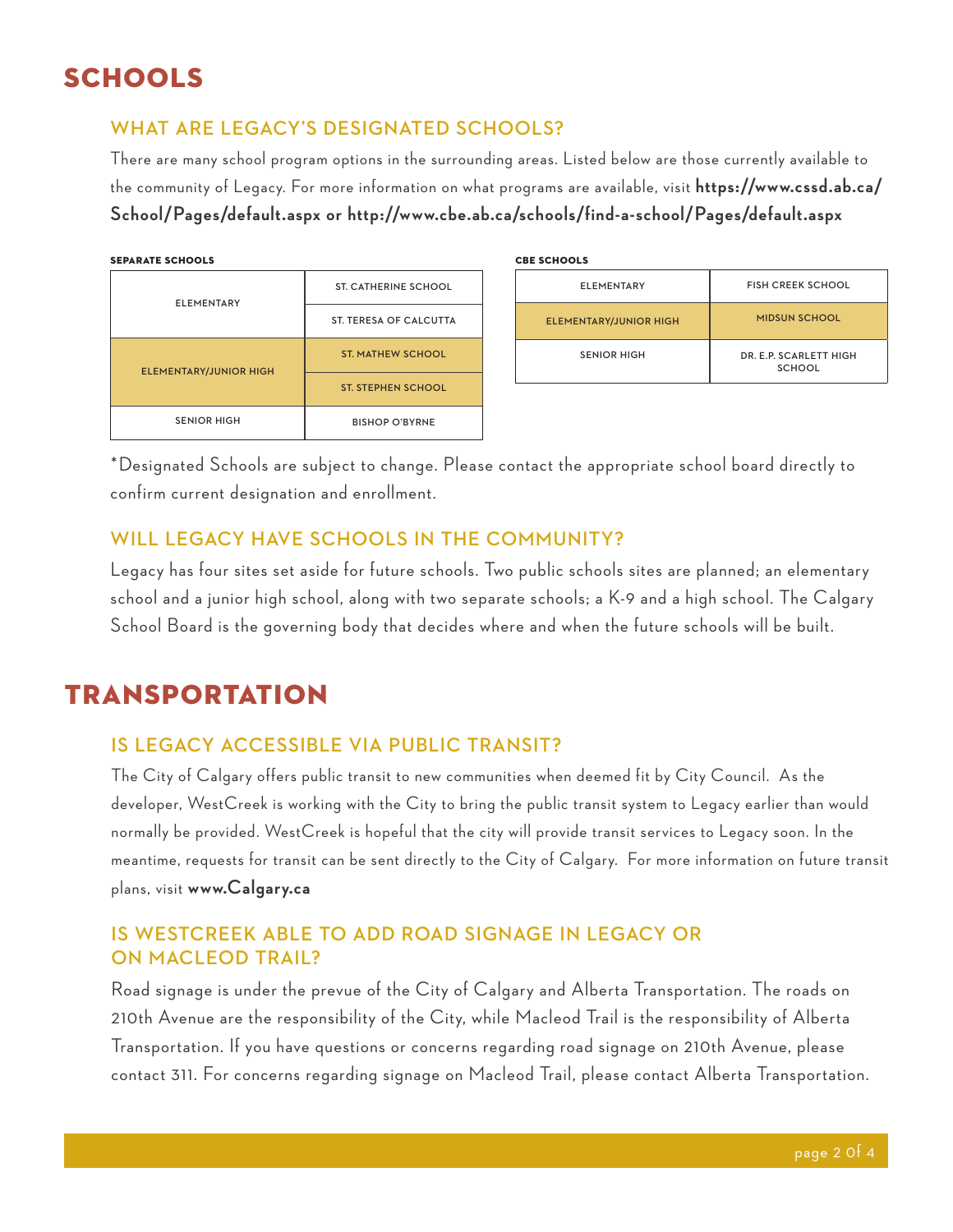# SCHOOLS

## WHAT ARE LEGACY'S DESIGNATED SCHOOLS?

There are many school program options in the surrounding areas. Listed below are those currently available to the community of Legacy. For more information on what programs are available, visit **https://www.cssd.ab.ca/School/Pages/default.aspx or http://www.cbe.ab.ca/schools/find-a-school/Pages/default.aspx**

**SEPARATE SCHOOLS**

| | |
|---|---|
| ELEMENTARY | ST. CATHERINE SCHOOL |
| | ST. TERESA OF CALCUTTA |
| ELEMENTARY/JUNIOR HIGH | ST. MATHEW SCHOOL |
| | ST. STEPHEN SCHOOL |
| SENIOR HIGH | BISHOP O'BYRNE |

**CBE SCHOOLS**

| | |
|---|---|
| ELEMENTARY | FISH CREEK SCHOOL |
| ELEMENTARY/JUNIOR HIGH | MIDSUN SCHOOL |
| SENIOR HIGH | DR. E.P. SCARLETT HIGH SCHOOL |

*Designated Schools are subject to change. Please contact the appropriate school board directly to confirm current designation and enrollment.

## WILL LEGACY HAVE SCHOOLS IN THE COMMUNITY?

Legacy has four sites set aside for future schools. Two public schools sites are planned; an elementary school and a junior high school, along with two separate schools; a K-9 and a high school. The Calgary School Board is the governing body that decides where and when the future schools will be built.

# TRANSPORTATION

## IS LEGACY ACCESSIBLE VIA PUBLIC TRANSIT?

The City of Calgary offers public transit to new communities when deemed fit by City Council. As the developer, WestCreek is working with the City to bring the public transit system to Legacy earlier than would normally be provided. WestCreek is hopeful that the city will provide transit services to Legacy soon. In the meantime, requests for transit can be sent directly to the City of Calgary. For more information on future transit plans, visit **www.Calgary.ca**

## IS WESTCREEK ABLE TO ADD ROAD SIGNAGE IN LEGACY OR ON MACLEOD TRAIL?

Road signage is under the prevue of the City of Calgary and Alberta Transportation. The roads on 210th Avenue are the responsibility of the City, while Macleod Trail is the responsibility of Alberta Transportation. If you have questions or concerns regarding road signage on 210th Avenue, please contact 311. For concerns regarding signage on Macleod Trail, please contact Alberta Transportation.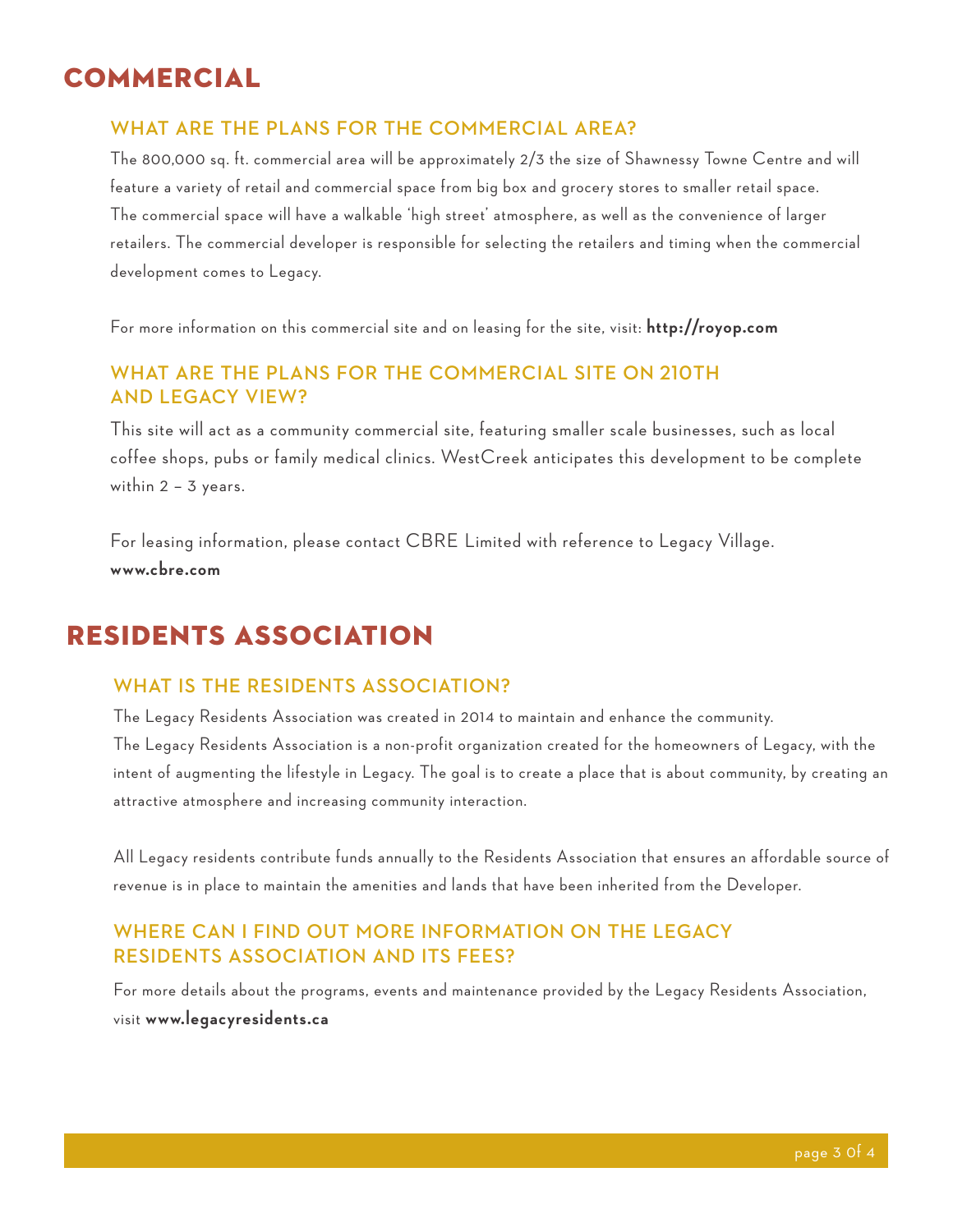# COMMERCIAL

## WHAT ARE THE PLANS FOR THE COMMERCIAL AREA?

The 800,000 sq. ft. commercial area will be approximately 2/3 the size of Shawnessy Towne Centre and will feature a variety of retail and commercial space from big box and grocery stores to smaller retail space. The commercial space will have a walkable 'high street' atmosphere, as well as the convenience of larger retailers. The commercial developer is responsible for selecting the retailers and timing when the commercial development comes to Legacy.

For more information on this commercial site and on leasing for the site, visit: **http://royop.com**

## WHAT ARE THE PLANS FOR THE COMMERCIAL SITE ON 210TH AND LEGACY VIEW?

This site will act as a community commercial site, featuring smaller scale businesses, such as local coffee shops, pubs or family medical clinics. WestCreek anticipates this development to be complete within 2 – 3 years.

For leasing information, please contact CBRE Limited with reference to Legacy Village.
**www.cbre.com**

# RESIDENTS ASSOCIATION

## WHAT IS THE RESIDENTS ASSOCIATION?

The Legacy Residents Association was created in 2014 to maintain and enhance the community.
The Legacy Residents Association is a non-profit organization created for the homeowners of Legacy, with the intent of augmenting the lifestyle in Legacy. The goal is to create a place that is about community, by creating an attractive atmosphere and increasing community interaction.

All Legacy residents contribute funds annually to the Residents Association that ensures an affordable source of revenue is in place to maintain the amenities and lands that have been inherited from the Developer.

## WHERE CAN I FIND OUT MORE INFORMATION ON THE LEGACY RESIDENTS ASSOCIATION AND ITS FEES?

For more details about the programs, events and maintenance provided by the Legacy Residents Association, visit **www.legacyresidents.ca**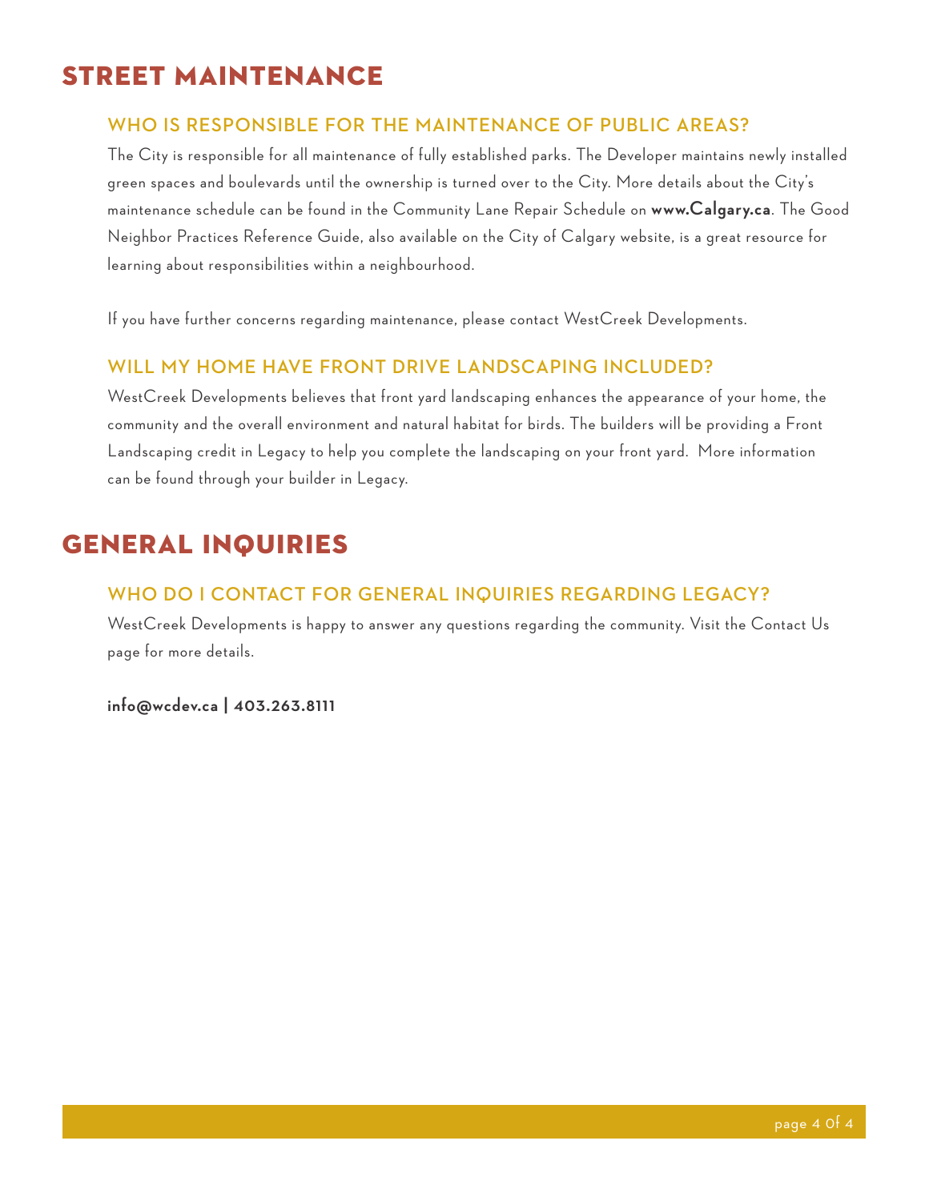# STREET MAINTENANCE

## WHO IS RESPONSIBLE FOR THE MAINTENANCE OF PUBLIC AREAS?

The City is responsible for all maintenance of fully established parks. The Developer maintains newly installed green spaces and boulevards until the ownership is turned over to the City. More details about the City's maintenance schedule can be found in the Community Lane Repair Schedule on **www.Calgary.ca**. The Good Neighbor Practices Reference Guide, also available on the City of Calgary website, is a great resource for learning about responsibilities within a neighbourhood.

If you have further concerns regarding maintenance, please contact WestCreek Developments.

## WILL MY HOME HAVE FRONT DRIVE LANDSCAPING INCLUDED?

WestCreek Developments believes that front yard landscaping enhances the appearance of your home, the community and the overall environment and natural habitat for birds. The builders will be providing a Front Landscaping credit in Legacy to help you complete the landscaping on your front yard. More information can be found through your builder in Legacy.

# GENERAL INQUIRIES

## WHO DO I CONTACT FOR GENERAL INQUIRIES REGARDING LEGACY?

WestCreek Developments is happy to answer any questions regarding the community. Visit the Contact Us page for more details.

**info@wcdev.ca | 403.263.8111**